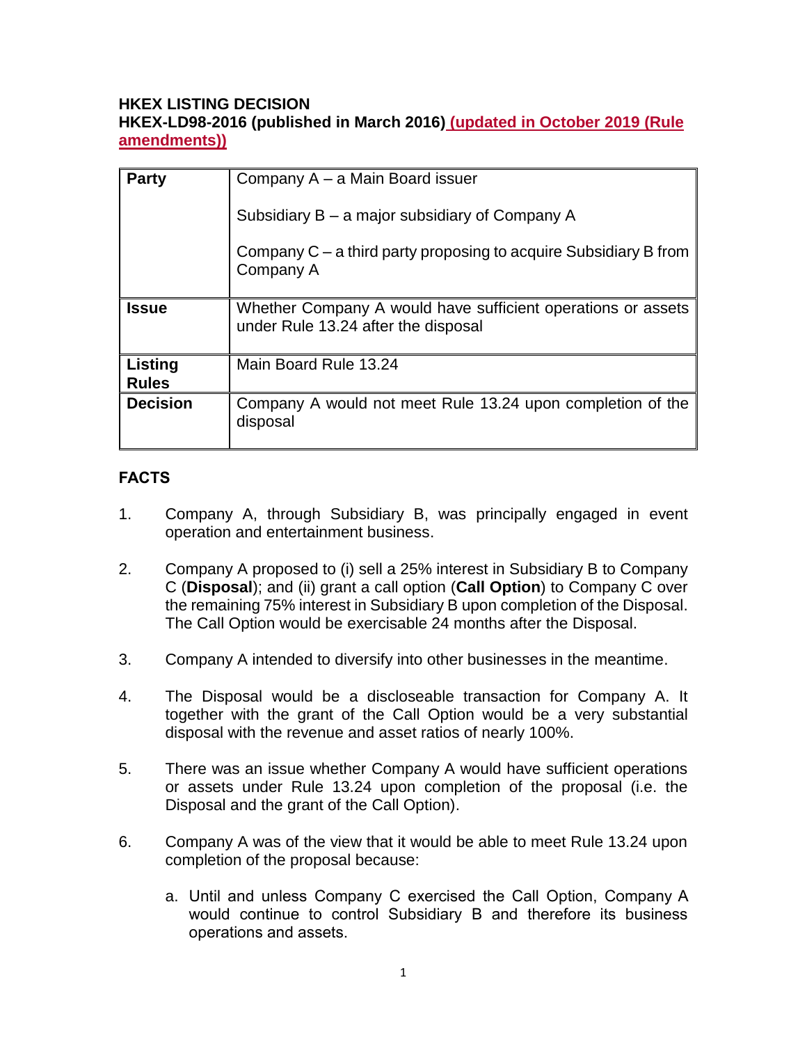**HKEX LISTING DECISION**
**HKEX-LD98-2016 (published in March 2016) (updated in October 2019 (Rule amendments))**

| Party | Company A – a Main Board issuer<br><br>Subsidiary B – a major subsidiary of Company A<br><br>Company C – a third party proposing to acquire Subsidiary B from Company A |
|---|---|
| **Issue** | Whether Company A would have sufficient operations or assets under Rule 13.24 after the disposal |
| **Listing Rules** | Main Board Rule 13.24 |
| **Decision** | Company A would not meet Rule 13.24 upon completion of the disposal |

## FACTS

1. Company A, through Subsidiary B, was principally engaged in event operation and entertainment business.

2. Company A proposed to (i) sell a 25% interest in Subsidiary B to Company C (**Disposal**); and (ii) grant a call option (**Call Option**) to Company C over the remaining 75% interest in Subsidiary B upon completion of the Disposal. The Call Option would be exercisable 24 months after the Disposal.

3. Company A intended to diversify into other businesses in the meantime.

4. The Disposal would be a discloseable transaction for Company A. It together with the grant of the Call Option would be a very substantial disposal with the revenue and asset ratios of nearly 100%.

5. There was an issue whether Company A would have sufficient operations or assets under Rule 13.24 upon completion of the proposal (i.e. the Disposal and the grant of the Call Option).

6. Company A was of the view that it would be able to meet Rule 13.24 upon completion of the proposal because:

   a. Until and unless Company C exercised the Call Option, Company A would continue to control Subsidiary B and therefore its business operations and assets.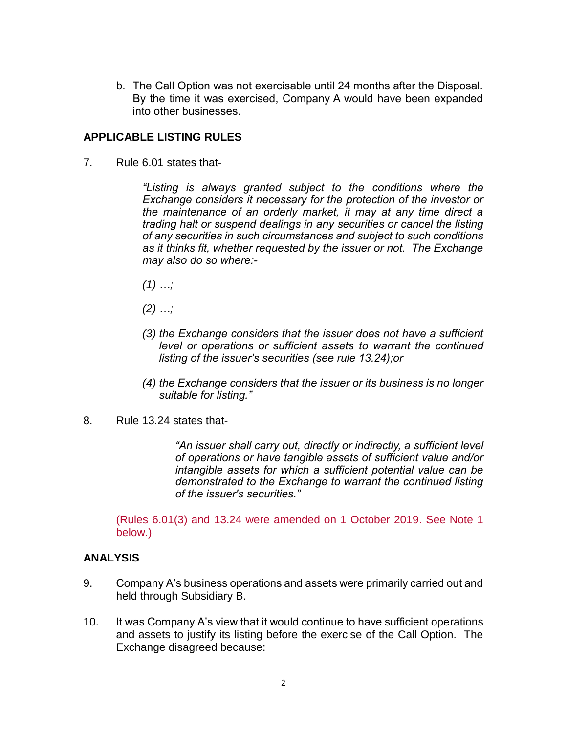b. The Call Option was not exercisable until 24 months after the Disposal. By the time it was exercised, Company A would have been expanded into other businesses.

## APPLICABLE LISTING RULES

7. Rule 6.01 states that-

> *"Listing is always granted subject to the conditions where the Exchange considers it necessary for the protection of the investor or the maintenance of an orderly market, it may at any time direct a trading halt or suspend dealings in any securities or cancel the listing of any securities in such circumstances and subject to such conditions as it thinks fit, whether requested by the issuer or not. The Exchange may also do so where:-*
>
> *(1) …;*
>
> *(2) …;*
>
> *(3) the Exchange considers that the issuer does not have a sufficient level or operations or sufficient assets to warrant the continued listing of the issuer's securities (see rule 13.24);or*
>
> *(4) the Exchange considers that the issuer or its business is no longer suitable for listing."*

8. Rule 13.24 states that-

> *"An issuer shall carry out, directly or indirectly, a sufficient level of operations or have tangible assets of sufficient value and/or intangible assets for which a sufficient potential value can be demonstrated to the Exchange to warrant the continued listing of the issuer's securities."*

(Rules 6.01(3) and 13.24 were amended on 1 October 2019. See Note 1 below.)

## ANALYSIS

9. Company A's business operations and assets were primarily carried out and held through Subsidiary B.

10. It was Company A's view that it would continue to have sufficient operations and assets to justify its listing before the exercise of the Call Option. The Exchange disagreed because: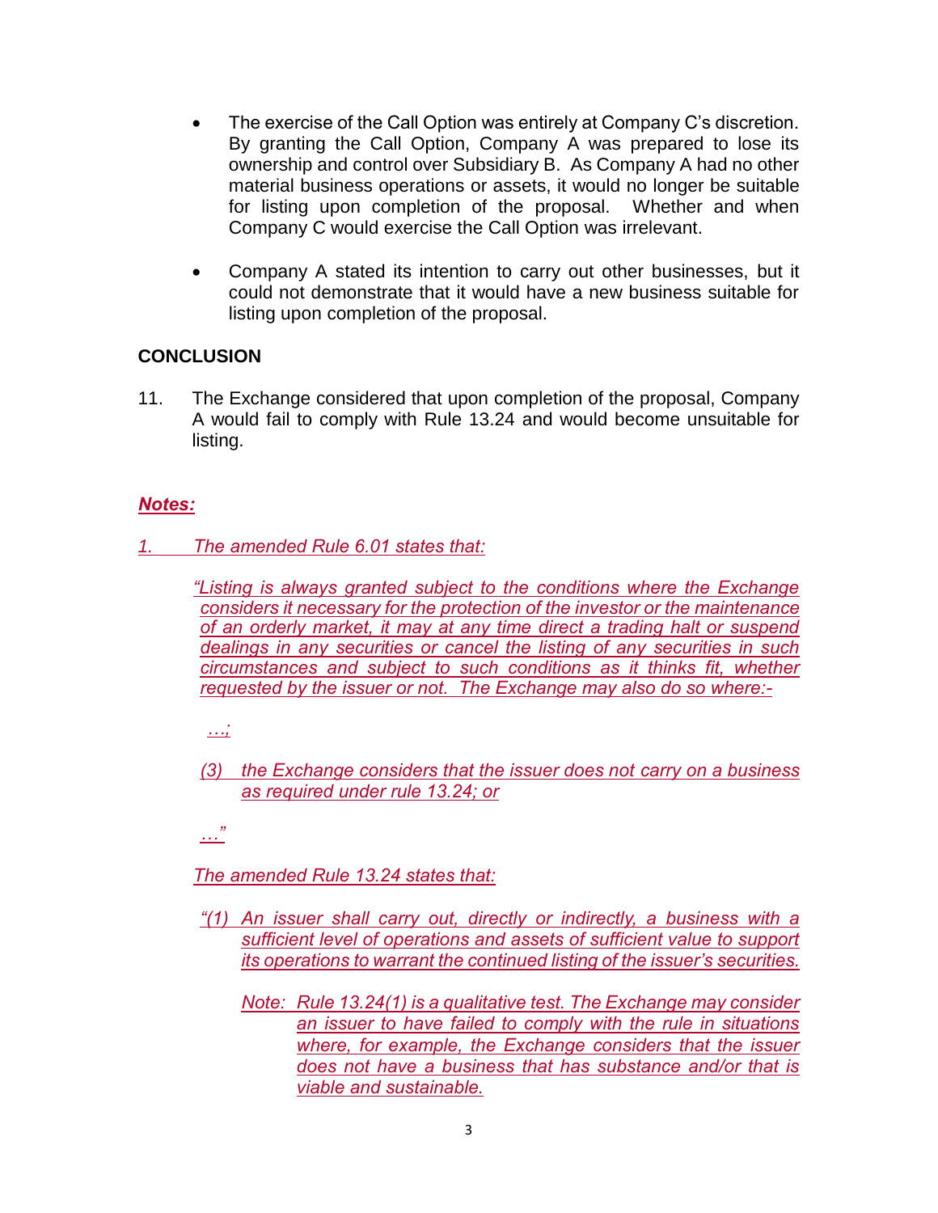- The exercise of the Call Option was entirely at Company C's discretion. By granting the Call Option, Company A was prepared to lose its ownership and control over Subsidiary B. As Company A had no other material business operations or assets, it would no longer be suitable for listing upon completion of the proposal. Whether and when Company C would exercise the Call Option was irrelevant.

- Company A stated its intention to carry out other businesses, but it could not demonstrate that it would have a new business suitable for listing upon completion of the proposal.

## CONCLUSION

11. The Exchange considered that upon completion of the proposal, Company A would fail to comply with Rule 13.24 and would become unsuitable for listing.

***Notes:***

*1. The amended Rule 6.01 states that:*

> *"Listing is always granted subject to the conditions where the Exchange considers it necessary for the protection of the investor or the maintenance of an orderly market, it may at any time direct a trading halt or suspend dealings in any securities or cancel the listing of any securities in such circumstances and subject to such conditions as it thinks fit, whether requested by the issuer or not. The Exchange may also do so where:-*
>
> *…;*
>
> *(3) the Exchange considers that the issuer does not carry on a business as required under rule 13.24; or*
>
> *…"*

*The amended Rule 13.24 states that:*

> *"(1) An issuer shall carry out, directly or indirectly, a business with a sufficient level of operations and assets of sufficient value to support its operations to warrant the continued listing of the issuer's securities.*
>
> *Note: Rule 13.24(1) is a qualitative test. The Exchange may consider an issuer to have failed to comply with the rule in situations where, for example, the Exchange considers that the issuer does not have a business that has substance and/or that is viable and sustainable.*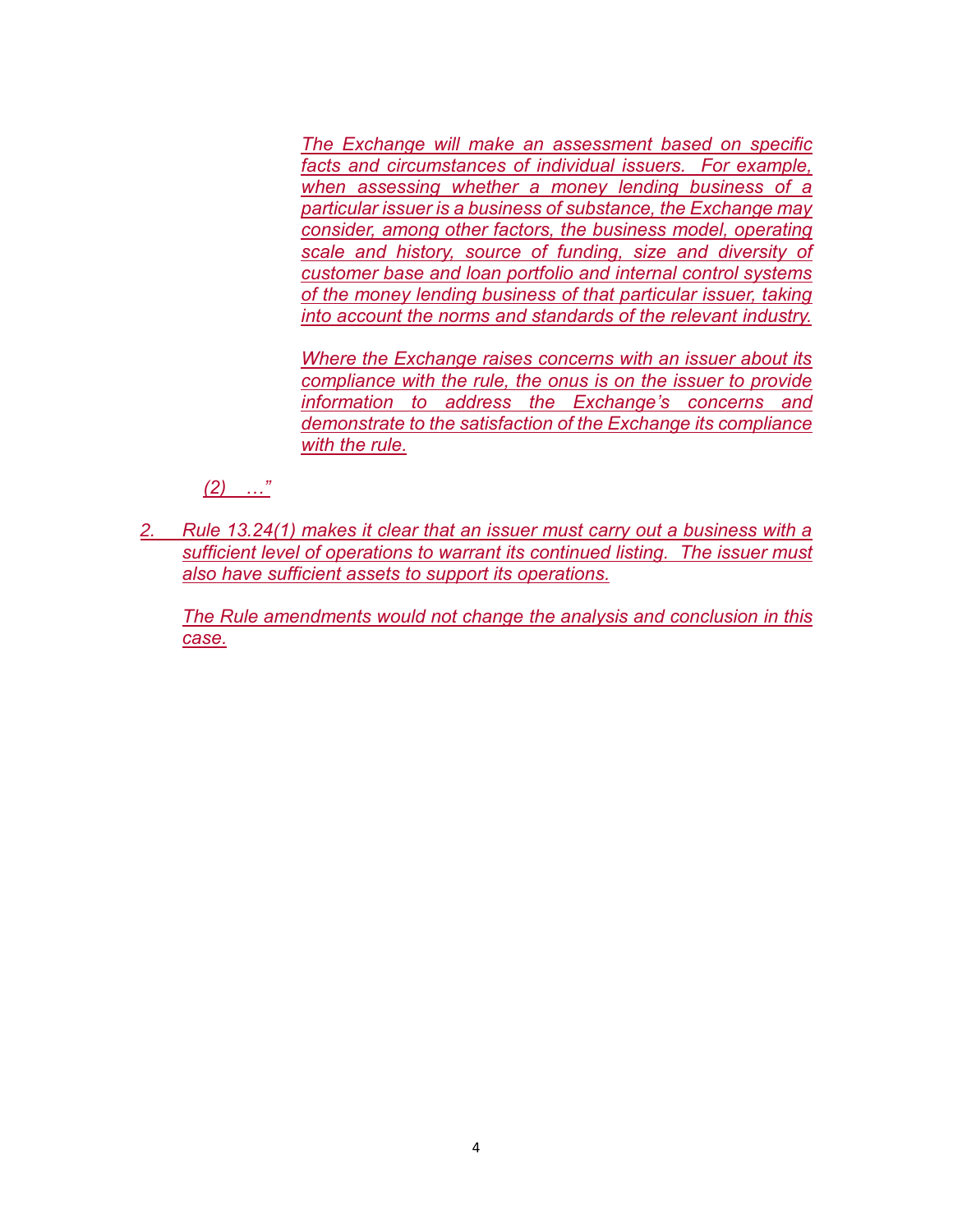*The Exchange will make an assessment based on specific facts and circumstances of individual issuers. For example, when assessing whether a money lending business of a particular issuer is a business of substance, the Exchange may consider, among other factors, the business model, operating scale and history, source of funding, size and diversity of customer base and loan portfolio and internal control systems of the money lending business of that particular issuer, taking into account the norms and standards of the relevant industry.*

*Where the Exchange raises concerns with an issuer about its compliance with the rule, the onus is on the issuer to provide information to address the Exchange's concerns and demonstrate to the satisfaction of the Exchange its compliance with the rule.*

*(2) …"*

*2. Rule 13.24(1) makes it clear that an issuer must carry out a business with a sufficient level of operations to warrant its continued listing. The issuer must also have sufficient assets to support its operations.*

*The Rule amendments would not change the analysis and conclusion in this case.*